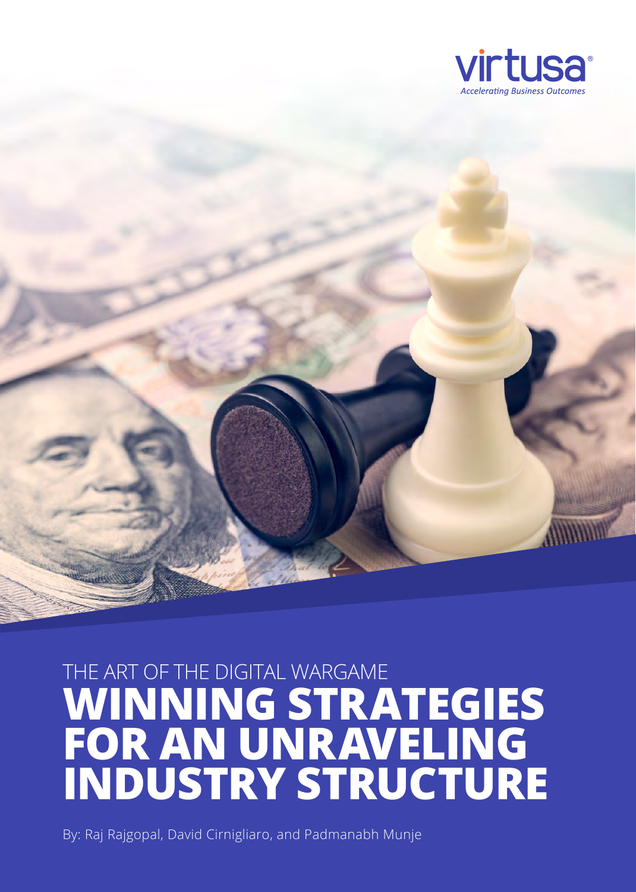virtusa
*Accelerating Business Outcomes*

THE ART OF THE DIGITAL WARGAME

# WINNING STRATEGIES FOR AN UNRAVELING INDUSTRY STRUCTURE

By: Raj Rajgopal, David Cirnigliaro, and Padmanabh Munje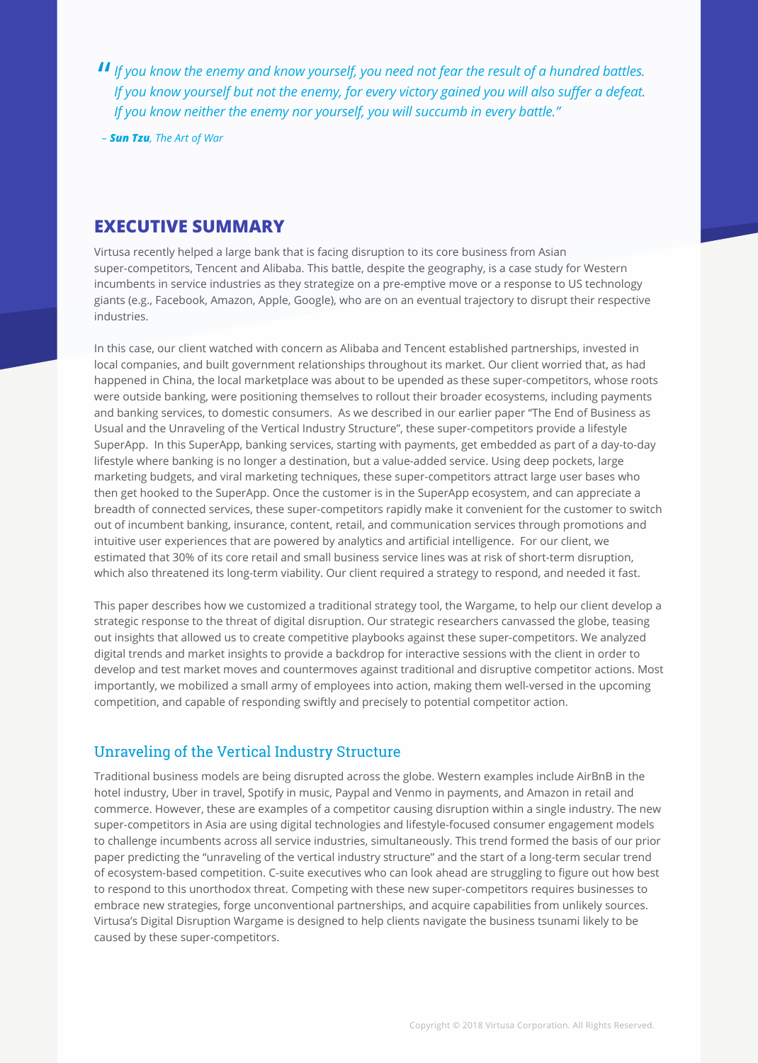> *"If you know the enemy and know yourself, you need not fear the result of a hundred battles. If you know yourself but not the enemy, for every victory gained you will also suffer a defeat. If you know neither the enemy nor yourself, you will succumb in every battle."*
>
> *– **Sun Tzu**, The Art of War*

## EXECUTIVE SUMMARY

Virtusa recently helped a large bank that is facing disruption to its core business from Asian super-competitors, Tencent and Alibaba. This battle, despite the geography, is a case study for Western incumbents in service industries as they strategize on a pre-emptive move or a response to US technology giants (e.g., Facebook, Amazon, Apple, Google), who are on an eventual trajectory to disrupt their respective industries.

In this case, our client watched with concern as Alibaba and Tencent established partnerships, invested in local companies, and built government relationships throughout its market. Our client worried that, as had happened in China, the local marketplace was about to be upended as these super-competitors, whose roots were outside banking, were positioning themselves to rollout their broader ecosystems, including payments and banking services, to domestic consumers. As we described in our earlier paper "The End of Business as Usual and the Unraveling of the Vertical Industry Structure", these super-competitors provide a lifestyle SuperApp. In this SuperApp, banking services, starting with payments, get embedded as part of a day-to-day lifestyle where banking is no longer a destination, but a value-added service. Using deep pockets, large marketing budgets, and viral marketing techniques, these super-competitors attract large user bases who then get hooked to the SuperApp. Once the customer is in the SuperApp ecosystem, and can appreciate a breadth of connected services, these super-competitors rapidly make it convenient for the customer to switch out of incumbent banking, insurance, content, retail, and communication services through promotions and intuitive user experiences that are powered by analytics and artificial intelligence. For our client, we estimated that 30% of its core retail and small business service lines was at risk of short-term disruption, which also threatened its long-term viability. Our client required a strategy to respond, and needed it fast.

This paper describes how we customized a traditional strategy tool, the Wargame, to help our client develop a strategic response to the threat of digital disruption. Our strategic researchers canvassed the globe, teasing out insights that allowed us to create competitive playbooks against these super-competitors. We analyzed digital trends and market insights to provide a backdrop for interactive sessions with the client in order to develop and test market moves and countermoves against traditional and disruptive competitor actions. Most importantly, we mobilized a small army of employees into action, making them well-versed in the upcoming competition, and capable of responding swiftly and precisely to potential competitor action.

### Unraveling of the Vertical Industry Structure

Traditional business models are being disrupted across the globe. Western examples include AirBnB in the hotel industry, Uber in travel, Spotify in music, Paypal and Venmo in payments, and Amazon in retail and commerce. However, these are examples of a competitor causing disruption within a single industry. The new super-competitors in Asia are using digital technologies and lifestyle-focused consumer engagement models to challenge incumbents across all service industries, simultaneously. This trend formed the basis of our prior paper predicting the "unraveling of the vertical industry structure" and the start of a long-term secular trend of ecosystem-based competition. C-suite executives who can look ahead are struggling to figure out how best to respond to this unorthodox threat. Competing with these new super-competitors requires businesses to embrace new strategies, forge unconventional partnerships, and acquire capabilities from unlikely sources. Virtusa's Digital Disruption Wargame is designed to help clients navigate the business tsunami likely to be caused by these super-competitors.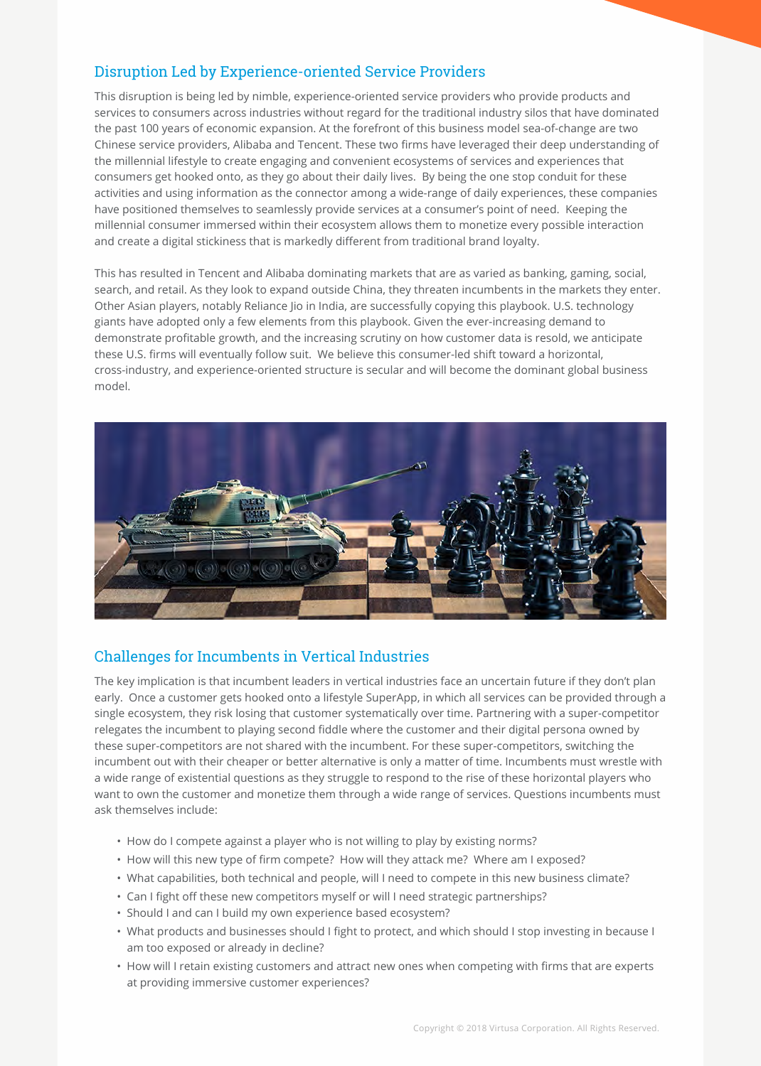## Disruption Led by Experience-oriented Service Providers

This disruption is being led by nimble, experience-oriented service providers who provide products and services to consumers across industries without regard for the traditional industry silos that have dominated the past 100 years of economic expansion. At the forefront of this business model sea-of-change are two Chinese service providers, Alibaba and Tencent. These two firms have leveraged their deep understanding of the millennial lifestyle to create engaging and convenient ecosystems of services and experiences that consumers get hooked onto, as they go about their daily lives. By being the one stop conduit for these activities and using information as the connector among a wide-range of daily experiences, these companies have positioned themselves to seamlessly provide services at a consumer's point of need. Keeping the millennial consumer immersed within their ecosystem allows them to monetize every possible interaction and create a digital stickiness that is markedly different from traditional brand loyalty.

This has resulted in Tencent and Alibaba dominating markets that are as varied as banking, gaming, social, search, and retail. As they look to expand outside China, they threaten incumbents in the markets they enter. Other Asian players, notably Reliance Jio in India, are successfully copying this playbook. U.S. technology giants have adopted only a few elements from this playbook. Given the ever-increasing demand to demonstrate profitable growth, and the increasing scrutiny on how customer data is resold, we anticipate these U.S. firms will eventually follow suit. We believe this consumer-led shift toward a horizontal, cross-industry, and experience-oriented structure is secular and will become the dominant global business model.

## Challenges for Incumbents in Vertical Industries

The key implication is that incumbent leaders in vertical industries face an uncertain future if they don't plan early. Once a customer gets hooked onto a lifestyle SuperApp, in which all services can be provided through a single ecosystem, they risk losing that customer systematically over time. Partnering with a super-competitor relegates the incumbent to playing second fiddle where the customer and their digital persona owned by these super-competitors are not shared with the incumbent. For these super-competitors, switching the incumbent out with their cheaper or better alternative is only a matter of time. Incumbents must wrestle with a wide range of existential questions as they struggle to respond to the rise of these horizontal players who want to own the customer and monetize them through a wide range of services. Questions incumbents must ask themselves include:

- How do I compete against a player who is not willing to play by existing norms?
- How will this new type of firm compete? How will they attack me? Where am I exposed?
- What capabilities, both technical and people, will I need to compete in this new business climate?
- Can I fight off these new competitors myself or will I need strategic partnerships?
- Should I and can I build my own experience based ecosystem?
- What products and businesses should I fight to protect, and which should I stop investing in because I am too exposed or already in decline?
- How will I retain existing customers and attract new ones when competing with firms that are experts at providing immersive customer experiences?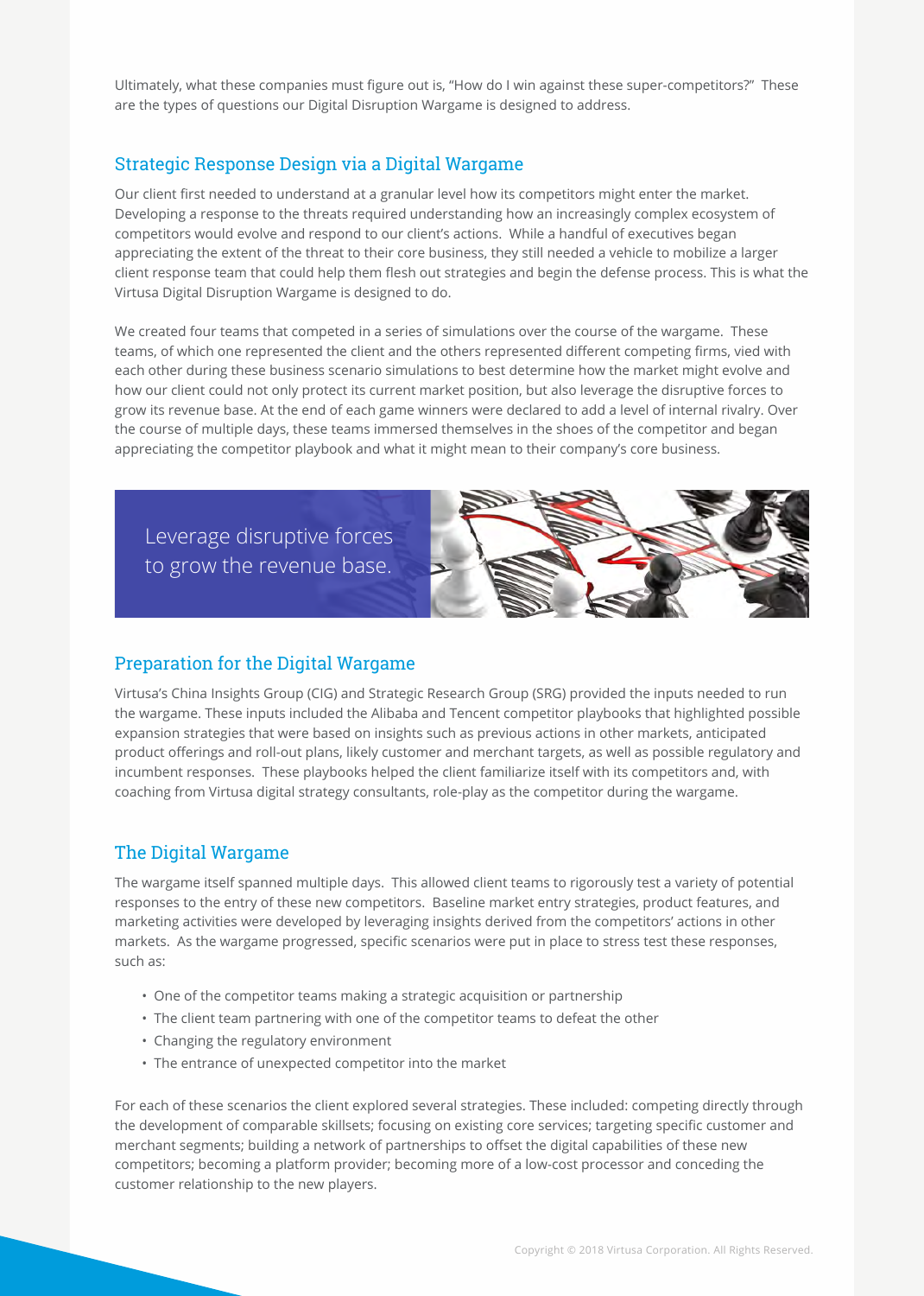Ultimately, what these companies must figure out is, "How do I win against these super-competitors?" These are the types of questions our Digital Disruption Wargame is designed to address.

## Strategic Response Design via a Digital Wargame

Our client first needed to understand at a granular level how its competitors might enter the market. Developing a response to the threats required understanding how an increasingly complex ecosystem of competitors would evolve and respond to our client's actions. While a handful of executives began appreciating the extent of the threat to their core business, they still needed a vehicle to mobilize a larger client response team that could help them flesh out strategies and begin the defense process. This is what the Virtusa Digital Disruption Wargame is designed to do.

We created four teams that competed in a series of simulations over the course of the wargame. These teams, of which one represented the client and the others represented different competing firms, vied with each other during these business scenario simulations to best determine how the market might evolve and how our client could not only protect its current market position, but also leverage the disruptive forces to grow its revenue base. At the end of each game winners were declared to add a level of internal rivalry. Over the course of multiple days, these teams immersed themselves in the shoes of the competitor and began appreciating the competitor playbook and what it might mean to their company's core business.

Leverage disruptive forces to grow the revenue base.

## Preparation for the Digital Wargame

Virtusa's China Insights Group (CIG) and Strategic Research Group (SRG) provided the inputs needed to run the wargame. These inputs included the Alibaba and Tencent competitor playbooks that highlighted possible expansion strategies that were based on insights such as previous actions in other markets, anticipated product offerings and roll-out plans, likely customer and merchant targets, as well as possible regulatory and incumbent responses. These playbooks helped the client familiarize itself with its competitors and, with coaching from Virtusa digital strategy consultants, role-play as the competitor during the wargame.

## The Digital Wargame

The wargame itself spanned multiple days. This allowed client teams to rigorously test a variety of potential responses to the entry of these new competitors. Baseline market entry strategies, product features, and marketing activities were developed by leveraging insights derived from the competitors' actions in other markets. As the wargame progressed, specific scenarios were put in place to stress test these responses, such as:

- One of the competitor teams making a strategic acquisition or partnership
- The client team partnering with one of the competitor teams to defeat the other
- Changing the regulatory environment
- The entrance of unexpected competitor into the market

For each of these scenarios the client explored several strategies. These included: competing directly through the development of comparable skillsets; focusing on existing core services; targeting specific customer and merchant segments; building a network of partnerships to offset the digital capabilities of these new competitors; becoming a platform provider; becoming more of a low-cost processor and conceding the customer relationship to the new players.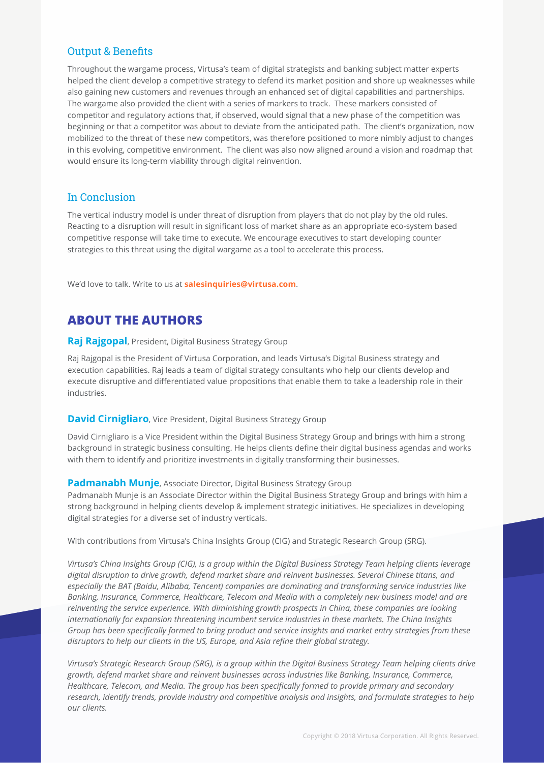## Output & Benefits

Throughout the wargame process, Virtusa's team of digital strategists and banking subject matter experts helped the client develop a competitive strategy to defend its market position and shore up weaknesses while also gaining new customers and revenues through an enhanced set of digital capabilities and partnerships. The wargame also provided the client with a series of markers to track. These markers consisted of competitor and regulatory actions that, if observed, would signal that a new phase of the competition was beginning or that a competitor was about to deviate from the anticipated path. The client's organization, now mobilized to the threat of these new competitors, was therefore positioned to more nimbly adjust to changes in this evolving, competitive environment. The client was also now aligned around a vision and roadmap that would ensure its long-term viability through digital reinvention.

## In Conclusion

The vertical industry model is under threat of disruption from players that do not play by the old rules. Reacting to a disruption will result in significant loss of market share as an appropriate eco-system based competitive response will take time to execute. We encourage executives to start developing counter strategies to this threat using the digital wargame as a tool to accelerate this process.

We'd love to talk. Write to us at **salesinquiries@virtusa.com**.

# ABOUT THE AUTHORS

**Raj Rajgopal**, President, Digital Business Strategy Group

Raj Rajgopal is the President of Virtusa Corporation, and leads Virtusa's Digital Business strategy and execution capabilities. Raj leads a team of digital strategy consultants who help our clients develop and execute disruptive and differentiated value propositions that enable them to take a leadership role in their industries.

**David Cirnigliaro**, Vice President, Digital Business Strategy Group

David Cirnigliaro is a Vice President within the Digital Business Strategy Group and brings with him a strong background in strategic business consulting. He helps clients define their digital business agendas and works with them to identify and prioritize investments in digitally transforming their businesses.

**Padmanabh Munje**, Associate Director, Digital Business Strategy Group

Padmanabh Munje is an Associate Director within the Digital Business Strategy Group and brings with him a strong background in helping clients develop & implement strategic initiatives. He specializes in developing digital strategies for a diverse set of industry verticals.

With contributions from Virtusa's China Insights Group (CIG) and Strategic Research Group (SRG).

*Virtusa's China Insights Group (CIG), is a group within the Digital Business Strategy Team helping clients leverage digital disruption to drive growth, defend market share and reinvent businesses. Several Chinese titans, and especially the BAT (Baidu, Alibaba, Tencent) companies are dominating and transforming service industries like Banking, Insurance, Commerce, Healthcare, Telecom and Media with a completely new business model and are reinventing the service experience. With diminishing growth prospects in China, these companies are looking internationally for expansion threatening incumbent service industries in these markets. The China Insights Group has been specifically formed to bring product and service insights and market entry strategies from these disruptors to help our clients in the US, Europe, and Asia refine their global strategy.*

*Virtusa's Strategic Research Group (SRG), is a group within the Digital Business Strategy Team helping clients drive growth, defend market share and reinvent businesses across industries like Banking, Insurance, Commerce, Healthcare, Telecom, and Media. The group has been specifically formed to provide primary and secondary research, identify trends, provide industry and competitive analysis and insights, and formulate strategies to help our clients.*

Copyright © 2018 Virtusa Corporation. All Rights Reserved.